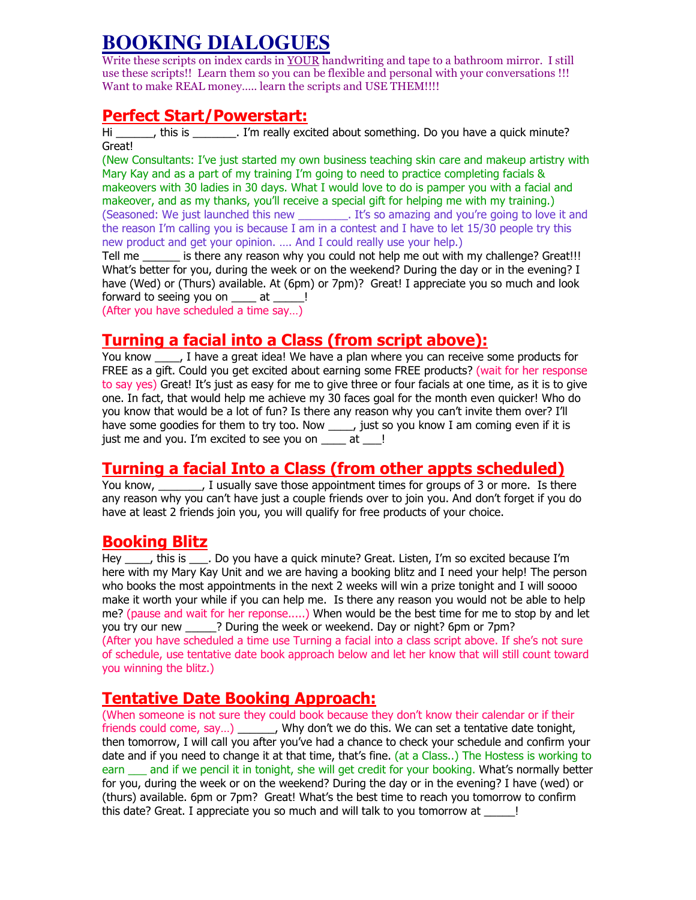# BOOKING DIALOGUES

Write these scripts on index cards in YOUR handwriting and tape to a bathroom mirror. I still use these scripts!! Learn them so you can be flexible and personal with your conversations !!! Want to make REAL money….. learn the scripts and USE THEM!!!!

## Perfect Start/Powerstart:

Hi ______, this is _______. I'm really excited about something. Do you have a quick minute? Great!

(New Consultants: I've just started my own business teaching skin care and makeup artistry with Mary Kay and as a part of my training I'm going to need to practice completing facials & makeovers with 30 ladies in 30 days. What I would love to do is pamper you with a facial and makeover, and as my thanks, you'll receive a special gift for helping me with my training.)

(Seasoned: We just launched this new ________. It's so amazing and you're going to love it and the reason I'm calling you is because I am in a contest and I have to let 15/30 people try this new product and get your opinion. …. And I could really use your help.)

Tell me ______ is there any reason why you could not help me out with my challenge? Great!!! What's better for you, during the week or on the weekend? During the day or in the evening? I have (Wed) or (Thurs) available. At (6pm) or 7pm)? Great! I appreciate you so much and look forward to seeing you on ____ at _____!

(After you have scheduled a time say…)

## Turning a facial into a Class (from script above):

You know ____, I have a great idea! We have a plan where you can receive some products for FREE as a gift. Could you get excited about earning some FREE products? (wait for her response to say yes) Great! It's just as easy for me to give three or four facials at one time, as it is to give one. In fact, that would help me achieve my 30 faces goal for the month even quicker! Who do you know that would be a lot of fun? Is there any reason why you can't invite them over? I'll have some goodies for them to try too. Now ____, just so you know I am coming even if it is just me and you. I'm excited to see you on ____ at ___!

## Turning a facial Into a Class (from other appts scheduled)

You know, _______, I usually save those appointment times for groups of 3 or more. Is there any reason why you can't have just a couple friends over to join you. And don't forget if you do have at least 2 friends join you, you will qualify for free products of your choice.

## Booking Blitz

Hey ____, this is ___. Do you have a quick minute? Great. Listen, I'm so excited because I'm here with my Mary Kay Unit and we are having a booking blitz and I need your help! The person who books the most appointments in the next 2 weeks will win a prize tonight and I will soooo make it worth your while if you can help me. Is there any reason you would not be able to help me? (pause and wait for her reponse.....) When would be the best time for me to stop by and let you try our new _____? During the week or weekend. Day or night? 6pm or 7pm?

(After you have scheduled a time use Turning a facial into a class script above. If she's not sure of schedule, use tentative date book approach below and let her know that will still count toward you winning the blitz.)

## Tentative Date Booking Approach:

(When someone is not sure they could book because they don't know their calendar or if their friends could come, say…) ______, Why don't we do this. We can set a tentative date tonight, then tomorrow, I will call you after you've had a chance to check your schedule and confirm your date and if you need to change it at that time, that's fine. (at a Class..) The Hostess is working to earn ___ and if we pencil it in tonight, she will get credit for your booking. What's normally better for you, during the week or on the weekend? During the day or in the evening? I have (wed) or (thurs) available. 6pm or 7pm? Great! What's the best time to reach you tomorrow to confirm this date? Great. I appreciate you so much and will talk to you tomorrow at _____!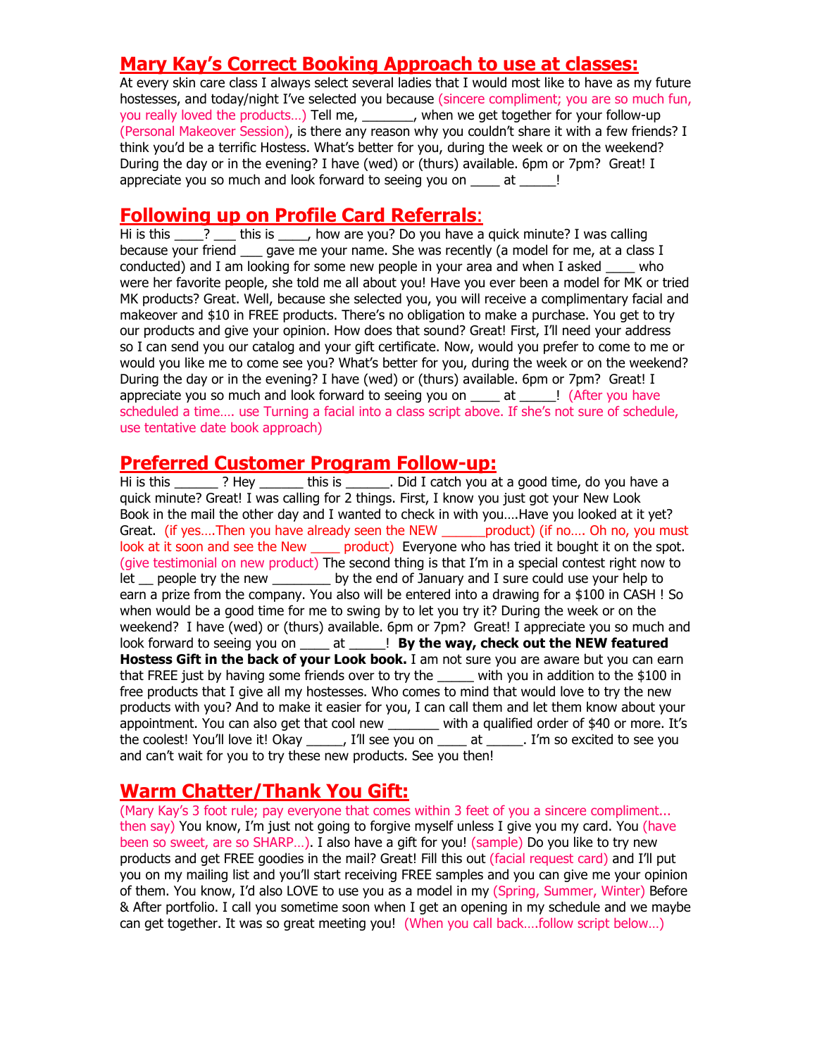## Mary Kay's Correct Booking Approach to use at classes:

At every skin care class I always select several ladies that I would most like to have as my future hostesses, and today/night I've selected you because (sincere compliment; you are so much fun, you really loved the products…) Tell me, _______, when we get together for your follow-up (Personal Makeover Session), is there any reason why you couldn't share it with a few friends? I think you'd be a terrific Hostess. What's better for you, during the week or on the weekend? During the day or in the evening? I have (wed) or (thurs) available. 6pm or 7pm? Great! I appreciate you so much and look forward to seeing you on ____ at _____!

## Following up on Profile Card Referrals:

Hi is this ____? ___ this is ____, how are you? Do you have a quick minute? I was calling because your friend ___ gave me your name. She was recently (a model for me, at a class I conducted) and I am looking for some new people in your area and when I asked ____ who were her favorite people, she told me all about you! Have you ever been a model for MK or tried MK products? Great. Well, because she selected you, you will receive a complimentary facial and makeover and $10 in FREE products. There's no obligation to make a purchase. You get to try our products and give your opinion. How does that sound? Great! First, I'll need your address so I can send you our catalog and your gift certificate. Now, would you prefer to come to me or would you like me to come see you? What's better for you, during the week or on the weekend? During the day or in the evening? I have (wed) or (thurs) available. 6pm or 7pm? Great! I appreciate you so much and look forward to seeing you on ____ at _____! (After you have scheduled a time…. use Turning a facial into a class script above. If she's not sure of schedule, use tentative date book approach)

## Preferred Customer Program Follow-up:

Hi is this ______ ? Hey ______ this is ______. Did I catch you at a good time, do you have a quick minute? Great! I was calling for 2 things. First, I know you just got your New Look Book in the mail the other day and I wanted to check in with you….Have you looked at it yet? Great. (if yes….Then you have already seen the NEW ______product) (if no…. Oh no, you must look at it soon and see the New ____ product) Everyone who has tried it bought it on the spot. (give testimonial on new product) The second thing is that I'm in a special contest right now to let __ people try the new ________ by the end of January and I sure could use your help to earn a prize from the company. You also will be entered into a drawing for a $100 in CASH ! So when would be a good time for me to swing by to let you try it? During the week or on the weekend? I have (wed) or (thurs) available. 6pm or 7pm? Great! I appreciate you so much and look forward to seeing you on ____ at _____! **By the way, check out the NEW featured Hostess Gift in the back of your Look book.** I am not sure you are aware but you can earn that FREE just by having some friends over to try the _____ with you in addition to the $100 in free products that I give all my hostesses. Who comes to mind that would love to try the new products with you? And to make it easier for you, I can call them and let them know about your appointment. You can also get that cool new _______ with a qualified order of $40 or more. It's the coolest! You'll love it! Okay _____, I'll see you on ____ at _____. I'm so excited to see you and can't wait for you to try these new products. See you then!

## Warm Chatter/Thank You Gift:

(Mary Kay's 3 foot rule; pay everyone that comes within 3 feet of you a sincere compliment... then say) You know, I'm just not going to forgive myself unless I give you my card. You (have been so sweet, are so SHARP…). I also have a gift for you! (sample) Do you like to try new products and get FREE goodies in the mail? Great! Fill this out (facial request card) and I'll put you on my mailing list and you'll start receiving FREE samples and you can give me your opinion of them. You know, I'd also LOVE to use you as a model in my (Spring, Summer, Winter) Before & After portfolio. I call you sometime soon when I get an opening in my schedule and we maybe can get together. It was so great meeting you! (When you call back….follow script below…)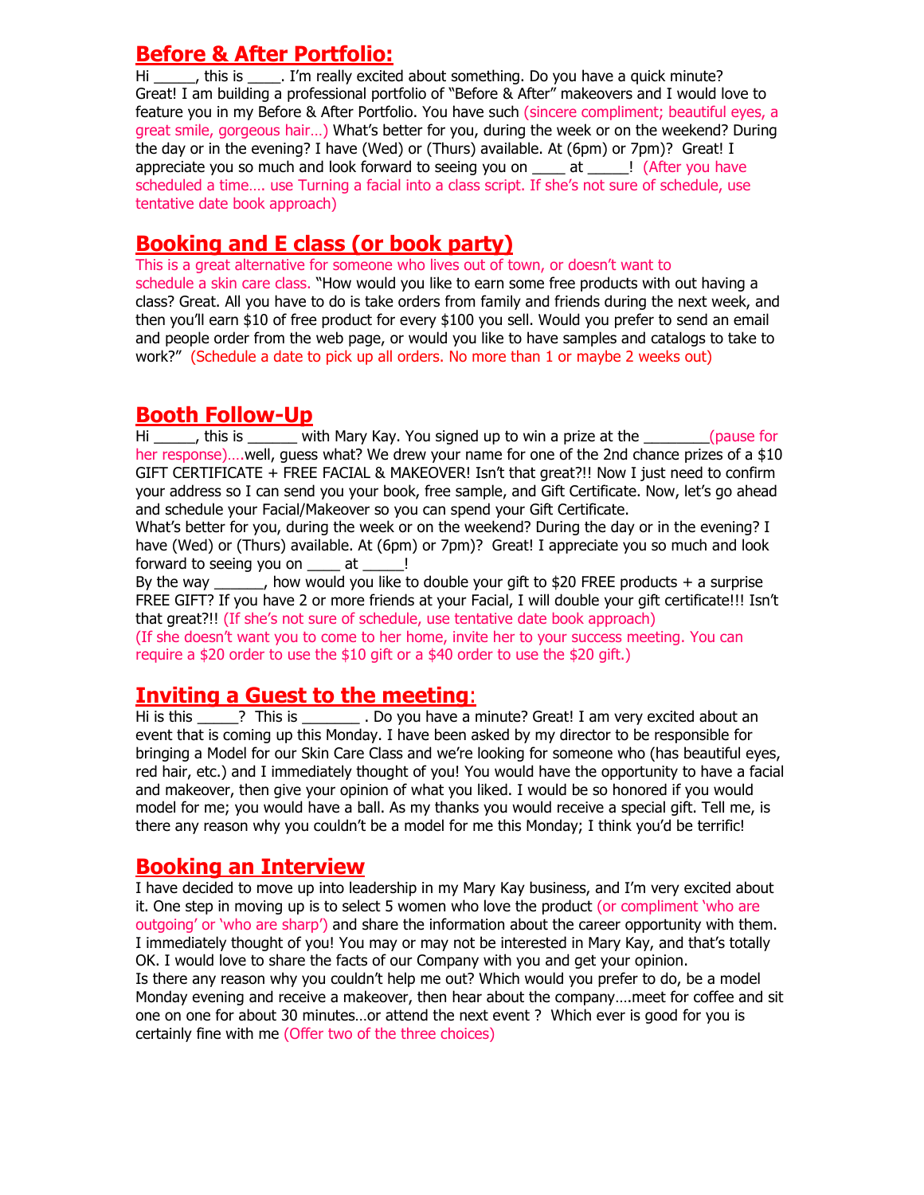## Before & After Portfolio:

Hi _____, this is ____. I'm really excited about something. Do you have a quick minute? Great! I am building a professional portfolio of "Before & After" makeovers and I would love to feature you in my Before & After Portfolio. You have such (sincere compliment; beautiful eyes, a great smile, gorgeous hair…) What's better for you, during the week or on the weekend? During the day or in the evening? I have (Wed) or (Thurs) available. At (6pm) or 7pm)? Great! I appreciate you so much and look forward to seeing you on ____ at _____! (After you have scheduled a time…. use Turning a facial into a class script. If she's not sure of schedule, use tentative date book approach)

## Booking and E class (or book party)

This is a great alternative for someone who lives out of town, or doesn't want to schedule a skin care class. "How would you like to earn some free products with out having a class? Great. All you have to do is take orders from family and friends during the next week, and then you'll earn $10 of free product for every $100 you sell. Would you prefer to send an email and people order from the web page, or would you like to have samples and catalogs to take to work?" (Schedule a date to pick up all orders. No more than 1 or maybe 2 weeks out)

## Booth Follow-Up

Hi _____, this is ______ with Mary Kay. You signed up to win a prize at the ________(pause for her response)….well, guess what? We drew your name for one of the 2nd chance prizes of a $10 GIFT CERTIFICATE + FREE FACIAL & MAKEOVER! Isn't that great?!! Now I just need to confirm your address so I can send you your book, free sample, and Gift Certificate. Now, let's go ahead and schedule your Facial/Makeover so you can spend your Gift Certificate.

What's better for you, during the week or on the weekend? During the day or in the evening? I have (Wed) or (Thurs) available. At (6pm) or 7pm)? Great! I appreciate you so much and look forward to seeing you on ____ at _____!

By the way ______, how would you like to double your gift to $20 FREE products + a surprise FREE GIFT? If you have 2 or more friends at your Facial, I will double your gift certificate!!! Isn't that great?!! (If she's not sure of schedule, use tentative date book approach)

(If she doesn't want you to come to her home, invite her to your success meeting. You can require a $20 order to use the $10 gift or a $40 order to use the $20 gift.)

## Inviting a Guest to the meeting:

Hi is this _____? This is _______ . Do you have a minute? Great! I am very excited about an event that is coming up this Monday. I have been asked by my director to be responsible for bringing a Model for our Skin Care Class and we're looking for someone who (has beautiful eyes, red hair, etc.) and I immediately thought of you! You would have the opportunity to have a facial and makeover, then give your opinion of what you liked. I would be so honored if you would model for me; you would have a ball. As my thanks you would receive a special gift. Tell me, is there any reason why you couldn't be a model for me this Monday; I think you'd be terrific!

## Booking an Interview

I have decided to move up into leadership in my Mary Kay business, and I'm very excited about it. One step in moving up is to select 5 women who love the product (or compliment 'who are outgoing' or 'who are sharp') and share the information about the career opportunity with them. I immediately thought of you! You may or may not be interested in Mary Kay, and that's totally OK. I would love to share the facts of our Company with you and get your opinion.

Is there any reason why you couldn't help me out? Which would you prefer to do, be a model Monday evening and receive a makeover, then hear about the company….meet for coffee and sit one on one for about 30 minutes…or attend the next event ? Which ever is good for you is certainly fine with me (Offer two of the three choices)